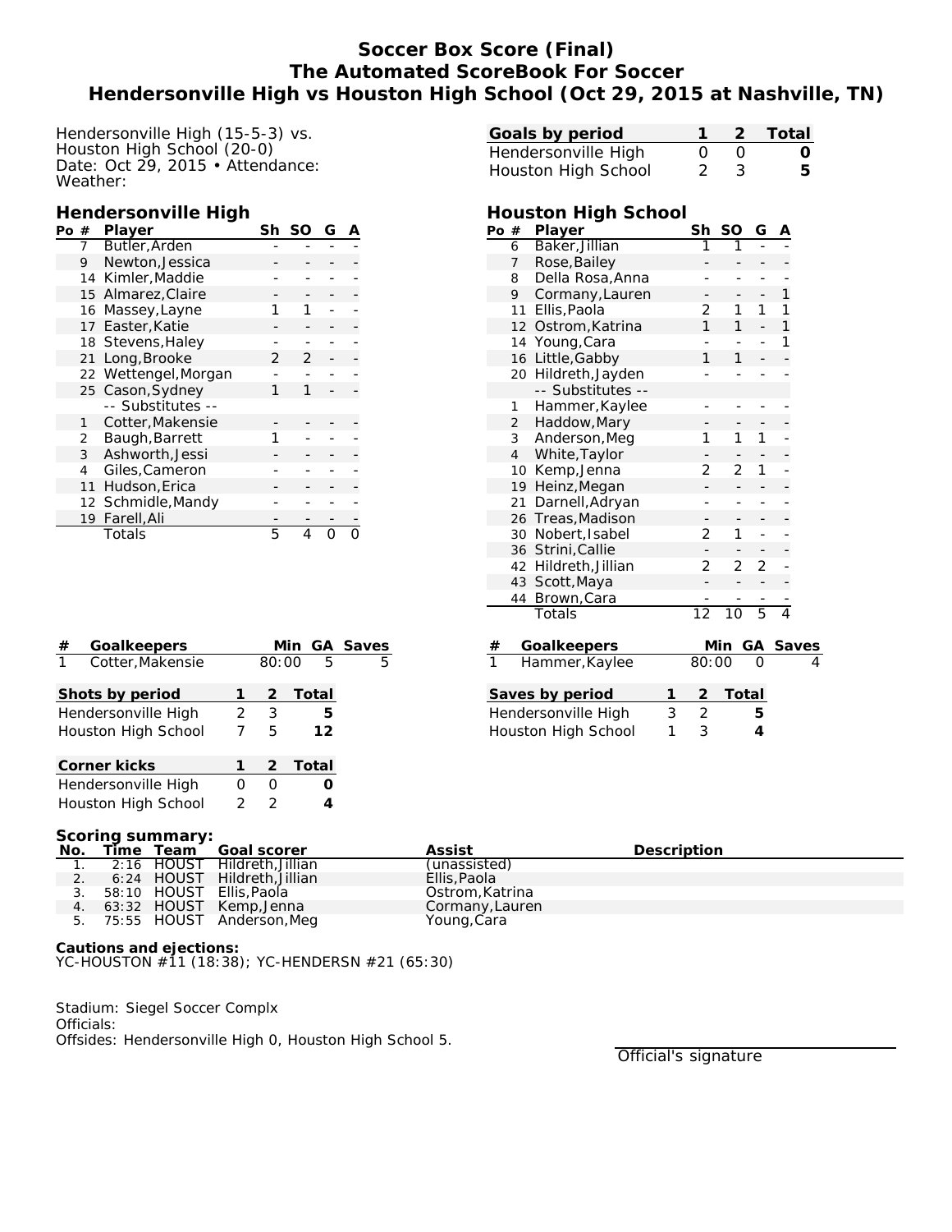# Soccer Box Score (Final)
# The Automated ScoreBook For Soccer
# Hendersonville High vs Houston High School (Oct 29, 2015 at Nashville, TN)

Hendersonville High (15-5-3) vs.
Houston High School (20-0)
Date: Oct 29, 2015 • Attendance:
Weather:

| Goals by period | 1 | 2 | Total |
|---|---|---|---|
| Hendersonville High | 0 | 0 | **0** |
| Houston High School | 2 | 3 | **5** |

## Hendersonville High

| Po | # | Player | Sh | SO | G | A |
|---|---|---|---|---|---|---|
| | 7 | Butler,Arden | - | - | - | - |
| | 9 | Newton,Jessica | - | - | - | - |
| | 14 | Kimler,Maddie | - | - | - | - |
| | 15 | Almarez,Claire | - | - | - | - |
| | 16 | Massey,Layne | 1 | 1 | - | - |
| | 17 | Easter,Katie | - | - | - | - |
| | 18 | Stevens,Haley | - | - | - | - |
| | 21 | Long,Brooke | 2 | 2 | - | - |
| | 22 | Wettengel,Morgan | - | - | - | - |
| | 25 | Cason,Sydney | 1 | 1 | - | - |
| | | -- Substitutes -- | | | | |
| | 1 | Cotter,Makensie | - | - | - | - |
| | 2 | Baugh,Barrett | 1 | - | - | - |
| | 3 | Ashworth,Jessi | - | - | - | - |
| | 4 | Giles,Cameron | - | - | - | - |
| | 11 | Hudson,Erica | - | - | - | - |
| | 12 | Schmidle,Mandy | - | - | - | - |
| | 19 | Farell,Ali | - | - | - | - |
| | | Totals | 5 | 4 | 0 | 0 |

## Houston High School

| Po | # | Player | Sh | SO | G | A |
|---|---|---|---|---|---|---|
| | 6 | Baker,Jillian | 1 | 1 | - | - |
| | 7 | Rose,Bailey | - | - | - | - |
| | 8 | Della Rosa,Anna | - | - | - | - |
| | 9 | Cormany,Lauren | - | - | - | 1 |
| | 11 | Ellis,Paola | 2 | 1 | 1 | 1 |
| | 12 | Ostrom,Katrina | 1 | 1 | - | 1 |
| | 14 | Young,Cara | - | - | - | 1 |
| | 16 | Little,Gabby | 1 | 1 | - | - |
| | 20 | Hildreth,Jayden | - | - | - | - |
| | | -- Substitutes -- | | | | |
| | 1 | Hammer,Kaylee | - | - | - | - |
| | 2 | Haddow,Mary | - | - | - | - |
| | 3 | Anderson,Meg | 1 | 1 | 1 | - |
| | 4 | White,Taylor | - | - | - | - |
| | 10 | Kemp,Jenna | 2 | 2 | 1 | - |
| | 19 | Heinz,Megan | - | - | - | - |
| | 21 | Darnell,Adryan | - | - | - | - |
| | 26 | Treas,Madison | - | - | - | - |
| | 30 | Nobert,Isabel | 2 | 1 | - | - |
| | 36 | Strini,Callie | - | - | - | - |
| | 42 | Hildreth,Jillian | 2 | 2 | 2 | - |
| | 43 | Scott,Maya | - | - | - | - |
| | 44 | Brown,Cara | - | - | - | - |
| | | Totals | 12 | 10 | 5 | 4 |

| # | Goalkeepers | Min | GA | Saves |
|---|---|---|---|---|
| 1 | Cotter,Makensie | 80:00 | 5 | 5 |

| # | Goalkeepers | Min | GA | Saves |
|---|---|---|---|---|
| 1 | Hammer,Kaylee | 80:00 | 0 | 4 |

| Shots by period | 1 | 2 | Total |
|---|---|---|---|
| Hendersonville High | 2 | 3 | **5** |
| Houston High School | 7 | 5 | **12** |

| Saves by period | 1 | 2 | Total |
|---|---|---|---|
| Hendersonville High | 3 | 2 | **5** |
| Houston High School | 1 | 3 | **4** |

| Corner kicks | 1 | 2 | Total |
|---|---|---|---|
| Hendersonville High | 0 | 0 | **0** |
| Houston High School | 2 | 2 | **4** |

## Scoring summary:

| No. | Time | Team | Goal scorer | Assist | Description |
|---|---|---|---|---|---|
| 1. | 2:16 | HOUST | Hildreth,Jillian | (unassisted) | |
| 2. | 6:24 | HOUST | Hildreth,Jillian | Ellis,Paola | |
| 3. | 58:10 | HOUST | Ellis,Paola | Ostrom,Katrina | |
| 4. | 63:32 | HOUST | Kemp,Jenna | Cormany,Lauren | |
| 5. | 75:55 | HOUST | Anderson,Meg | Young,Cara | |

**Cautions and ejections:**
YC-HOUSTON #11 (18:38); YC-HENDERSN #21 (65:30)

Stadium: Siegel Soccer Complx
Officials:
Offsides: Hendersonville High 0, Houston High School 5.

Official's signature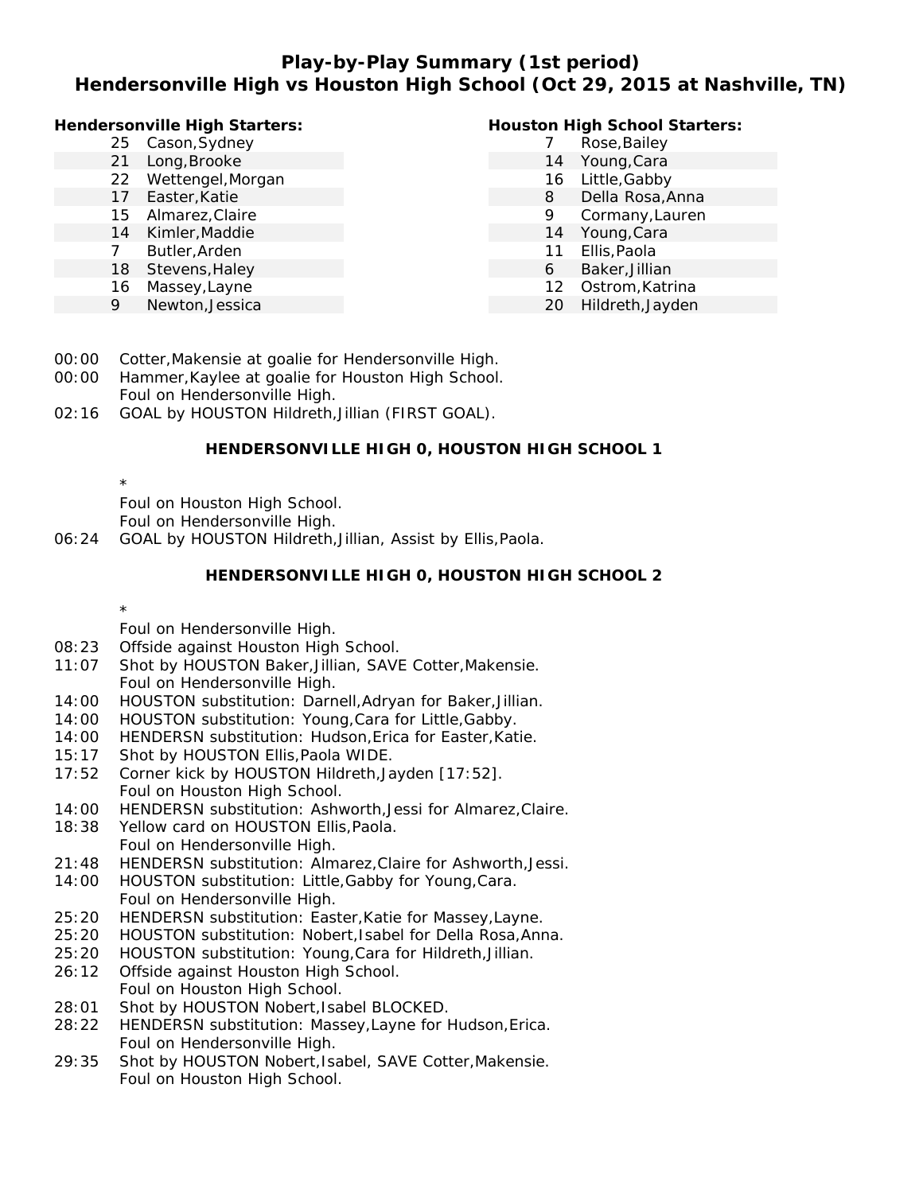# Play-by-Play Summary (1st period)
## Hendersonville High vs Houston High School (Oct 29, 2015 at Nashville, TN)

**Hendersonville High Starters:**

| # | Player |
|---|---|
| 25 | Cason,Sydney |
| 21 | Long,Brooke |
| 22 | Wettengel,Morgan |
| 17 | Easter,Katie |
| 15 | Almarez,Claire |
| 14 | Kimler,Maddie |
| 7 | Butler,Arden |
| 18 | Stevens,Haley |
| 16 | Massey,Layne |
| 9 | Newton,Jessica |

**Houston High School Starters:**

| # | Player |
|---|---|
| 7 | Rose,Bailey |
| 14 | Young,Cara |
| 16 | Little,Gabby |
| 8 | Della Rosa,Anna |
| 9 | Cormany,Lauren |
| 14 | Young,Cara |
| 11 | Ellis,Paola |
| 6 | Baker,Jillian |
| 12 | Ostrom,Katrina |
| 20 | Hildreth,Jayden |

00:00 Cotter,Makensie at goalie for Hendersonville High.
00:00 Hammer,Kaylee at goalie for Houston High School.
Foul on Hendersonville High.
02:16 GOAL by HOUSTON Hildreth,Jillian (FIRST GOAL).

**HENDERSONVILLE HIGH 0, HOUSTON HIGH SCHOOL 1**

*
Foul on Houston High School.
Foul on Hendersonville High.
06:24 GOAL by HOUSTON Hildreth,Jillian, Assist by Ellis,Paola.

**HENDERSONVILLE HIGH 0, HOUSTON HIGH SCHOOL 2**

*
Foul on Hendersonville High.
08:23 Offside against Houston High School.
11:07 Shot by HOUSTON Baker,Jillian, SAVE Cotter,Makensie.
Foul on Hendersonville High.
14:00 HOUSTON substitution: Darnell,Adryan for Baker,Jillian.
14:00 HOUSTON substitution: Young,Cara for Little,Gabby.
14:00 HENDERSN substitution: Hudson,Erica for Easter,Katie.
15:17 Shot by HOUSTON Ellis,Paola WIDE.
17:52 Corner kick by HOUSTON Hildreth,Jayden [17:52].
Foul on Houston High School.
14:00 HENDERSN substitution: Ashworth,Jessi for Almarez,Claire.
18:38 Yellow card on HOUSTON Ellis,Paola.
Foul on Hendersonville High.
21:48 HENDERSN substitution: Almarez,Claire for Ashworth,Jessi.
14:00 HOUSTON substitution: Little,Gabby for Young,Cara.
Foul on Hendersonville High.
25:20 HENDERSN substitution: Easter,Katie for Massey,Layne.
25:20 HOUSTON substitution: Nobert,Isabel for Della Rosa,Anna.
25:20 HOUSTON substitution: Young,Cara for Hildreth,Jillian.
26:12 Offside against Houston High School.
Foul on Houston High School.
28:01 Shot by HOUSTON Nobert,Isabel BLOCKED.
28:22 HENDERSN substitution: Massey,Layne for Hudson,Erica.
Foul on Hendersonville High.
29:35 Shot by HOUSTON Nobert,Isabel, SAVE Cotter,Makensie.
Foul on Houston High School.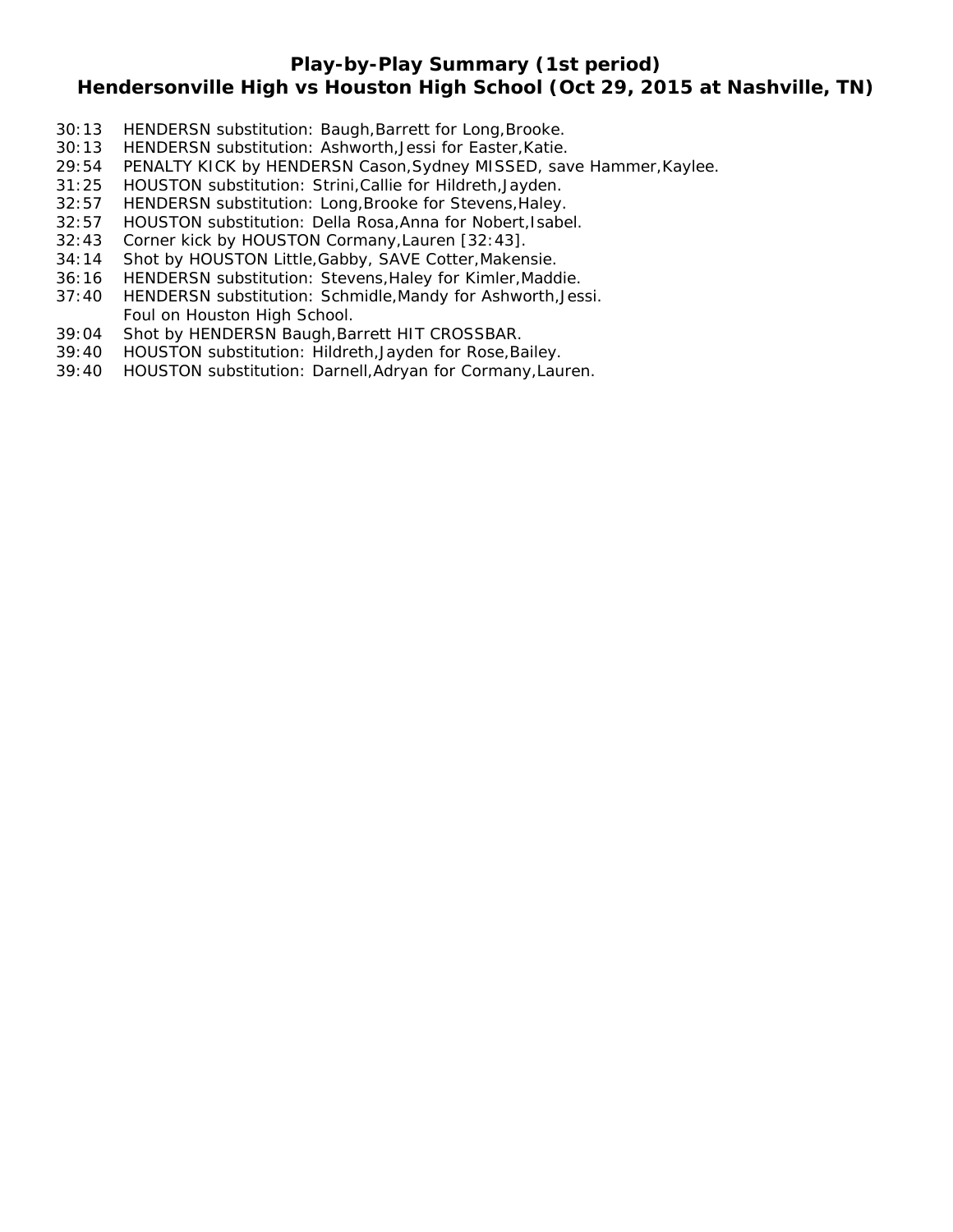# Play-by-Play Summary (1st period)
## Hendersonville High vs Houston High School (Oct 29, 2015 at Nashville, TN)

30:13 HENDERSN substitution: Baugh,Barrett for Long,Brooke.
30:13 HENDERSN substitution: Ashworth,Jessi for Easter,Katie.
29:54 PENALTY KICK by HENDERSN Cason,Sydney MISSED, save Hammer,Kaylee.
31:25 HOUSTON substitution: Strini,Callie for Hildreth,Jayden.
32:57 HENDERSN substitution: Long,Brooke for Stevens,Haley.
32:57 HOUSTON substitution: Della Rosa,Anna for Nobert,Isabel.
32:43 Corner kick by HOUSTON Cormany,Lauren [32:43].
34:14 Shot by HOUSTON Little,Gabby, SAVE Cotter,Makensie.
36:16 HENDERSN substitution: Stevens,Haley for Kimler,Maddie.
37:40 HENDERSN substitution: Schmidle,Mandy for Ashworth,Jessi.
Foul on Houston High School.
39:04 Shot by HENDERSN Baugh,Barrett HIT CROSSBAR.
39:40 HOUSTON substitution: Hildreth,Jayden for Rose,Bailey.
39:40 HOUSTON substitution: Darnell,Adryan for Cormany,Lauren.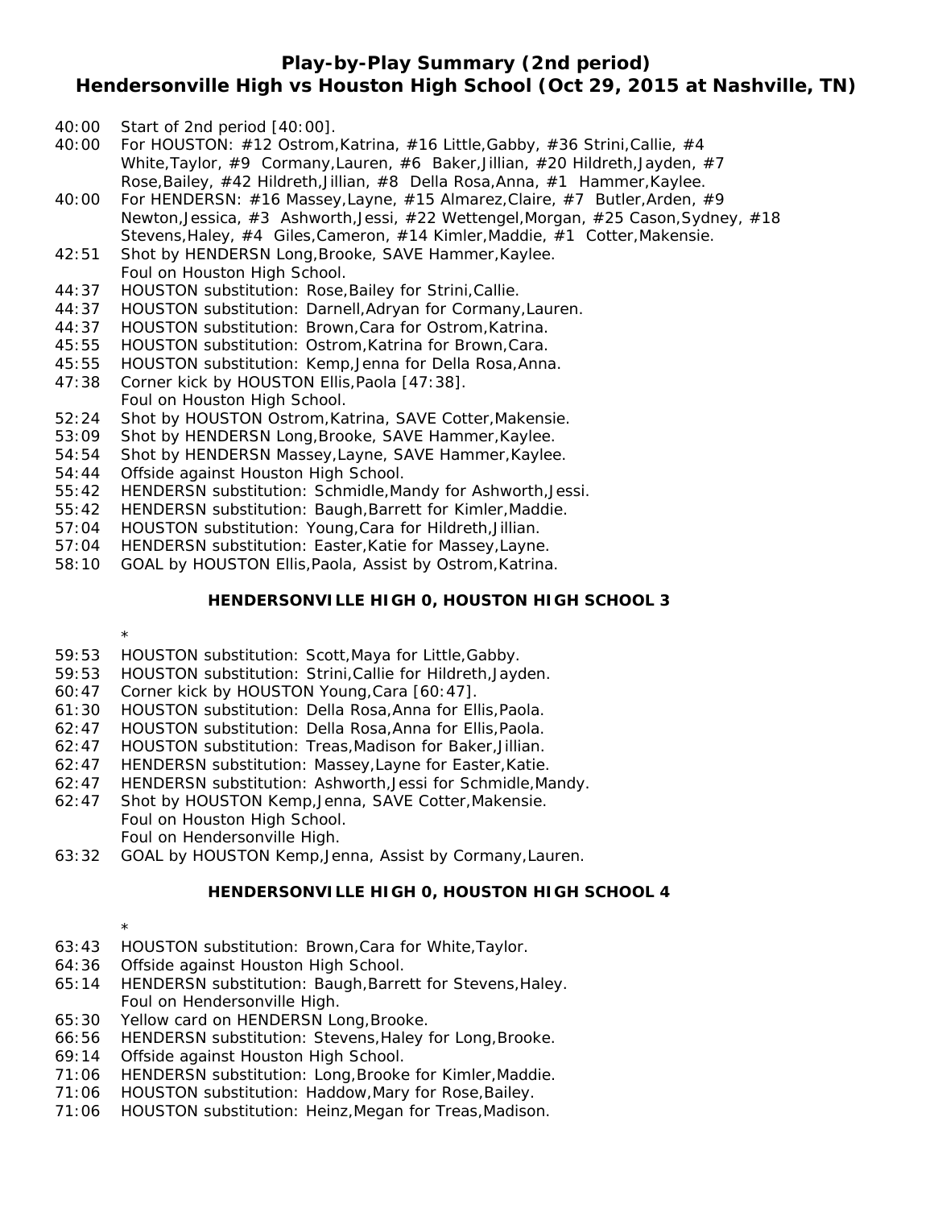## Play-by-Play Summary (2nd period)
## Hendersonville High vs Houston High School (Oct 29, 2015 at Nashville, TN)

40:00 Start of 2nd period [40:00].
40:00 For HOUSTON: #12 Ostrom,Katrina, #16 Little,Gabby, #36 Strini,Callie, #4 White,Taylor, #9 Cormany,Lauren, #6 Baker,Jillian, #20 Hildreth,Jayden, #7 Rose,Bailey, #42 Hildreth,Jillian, #8 Della Rosa,Anna, #1 Hammer,Kaylee.
40:00 For HENDERSN: #16 Massey,Layne, #15 Almarez,Claire, #7 Butler,Arden, #9 Newton,Jessica, #3 Ashworth,Jessi, #22 Wettengel,Morgan, #25 Cason,Sydney, #18 Stevens,Haley, #4 Giles,Cameron, #14 Kimler,Maddie, #1 Cotter,Makensie.
42:51 Shot by HENDERSN Long,Brooke, SAVE Hammer,Kaylee.
Foul on Houston High School.
44:37 HOUSTON substitution: Rose,Bailey for Strini,Callie.
44:37 HOUSTON substitution: Darnell,Adryan for Cormany,Lauren.
44:37 HOUSTON substitution: Brown,Cara for Ostrom,Katrina.
45:55 HOUSTON substitution: Ostrom,Katrina for Brown,Cara.
45:55 HOUSTON substitution: Kemp,Jenna for Della Rosa,Anna.
47:38 Corner kick by HOUSTON Ellis,Paola [47:38].
Foul on Houston High School.
52:24 Shot by HOUSTON Ostrom,Katrina, SAVE Cotter,Makensie.
53:09 Shot by HENDERSN Long,Brooke, SAVE Hammer,Kaylee.
54:54 Shot by HENDERSN Massey,Layne, SAVE Hammer,Kaylee.
54:44 Offside against Houston High School.
55:42 HENDERSN substitution: Schmidle,Mandy for Ashworth,Jessi.
55:42 HENDERSN substitution: Baugh,Barrett for Kimler,Maddie.
57:04 HOUSTON substitution: Young,Cara for Hildreth,Jillian.
57:04 HENDERSN substitution: Easter,Katie for Massey,Layne.
58:10 GOAL by HOUSTON Ellis,Paola, Assist by Ostrom,Katrina.

**HENDERSONVILLE HIGH 0, HOUSTON HIGH SCHOOL 3**

*

59:53 HOUSTON substitution: Scott,Maya for Little,Gabby.
59:53 HOUSTON substitution: Strini,Callie for Hildreth,Jayden.
60:47 Corner kick by HOUSTON Young,Cara [60:47].
61:30 HOUSTON substitution: Della Rosa,Anna for Ellis,Paola.
62:47 HOUSTON substitution: Della Rosa,Anna for Ellis,Paola.
62:47 HOUSTON substitution: Treas,Madison for Baker,Jillian.
62:47 HENDERSN substitution: Massey,Layne for Easter,Katie.
62:47 HENDERSN substitution: Ashworth,Jessi for Schmidle,Mandy.
62:47 Shot by HOUSTON Kemp,Jenna, SAVE Cotter,Makensie.
Foul on Houston High School.
Foul on Hendersonville High.
63:32 GOAL by HOUSTON Kemp,Jenna, Assist by Cormany,Lauren.

**HENDERSONVILLE HIGH 0, HOUSTON HIGH SCHOOL 4**

*

63:43 HOUSTON substitution: Brown,Cara for White,Taylor.
64:36 Offside against Houston High School.
65:14 HENDERSN substitution: Baugh,Barrett for Stevens,Haley.
Foul on Hendersonville High.
65:30 Yellow card on HENDERSN Long,Brooke.
66:56 HENDERSN substitution: Stevens,Haley for Long,Brooke.
69:14 Offside against Houston High School.
71:06 HENDERSN substitution: Long,Brooke for Kimler,Maddie.
71:06 HOUSTON substitution: Haddow,Mary for Rose,Bailey.
71:06 HOUSTON substitution: Heinz,Megan for Treas,Madison.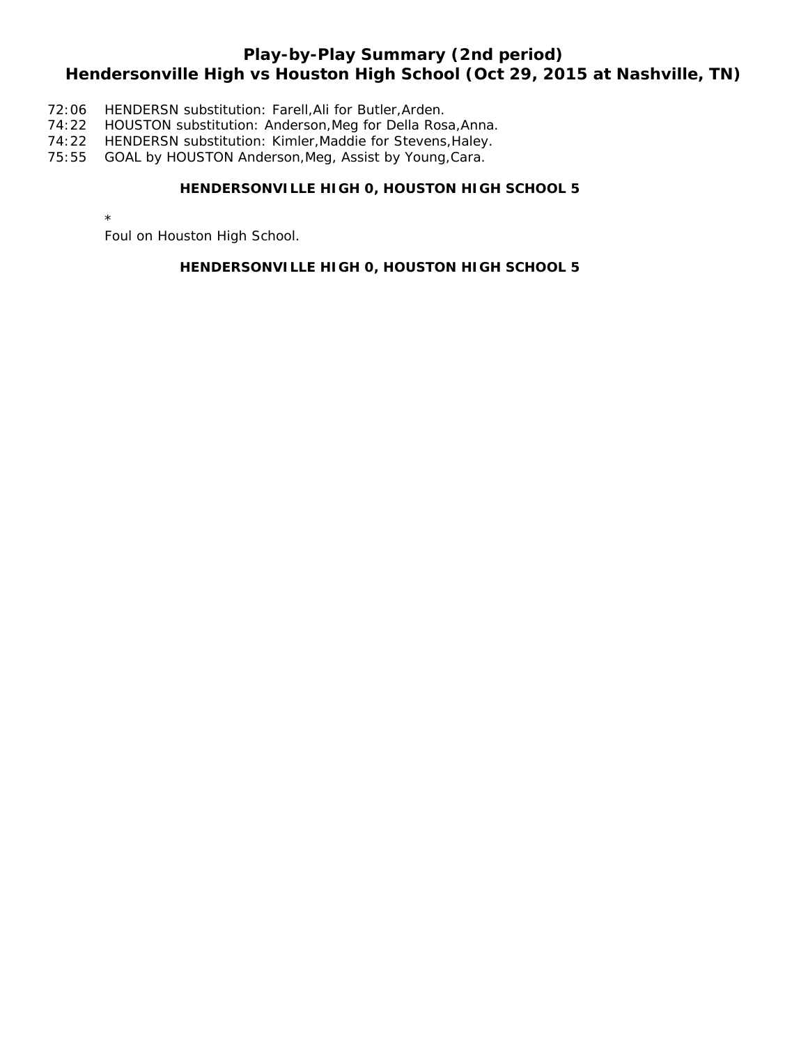## Play-by-Play Summary (2nd period)
## Hendersonville High vs Houston High School (Oct 29, 2015 at Nashville, TN)

72:06 HENDERSN substitution: Farell,Ali for Butler,Arden.
74:22 HOUSTON substitution: Anderson,Meg for Della Rosa,Anna.
74:22 HENDERSN substitution: Kimler,Maddie for Stevens,Haley.
75:55 GOAL by HOUSTON Anderson,Meg, Assist by Young,Cara.

**HENDERSONVILLE HIGH 0, HOUSTON HIGH SCHOOL 5**

*
Foul on Houston High School.

**HENDERSONVILLE HIGH 0, HOUSTON HIGH SCHOOL 5**